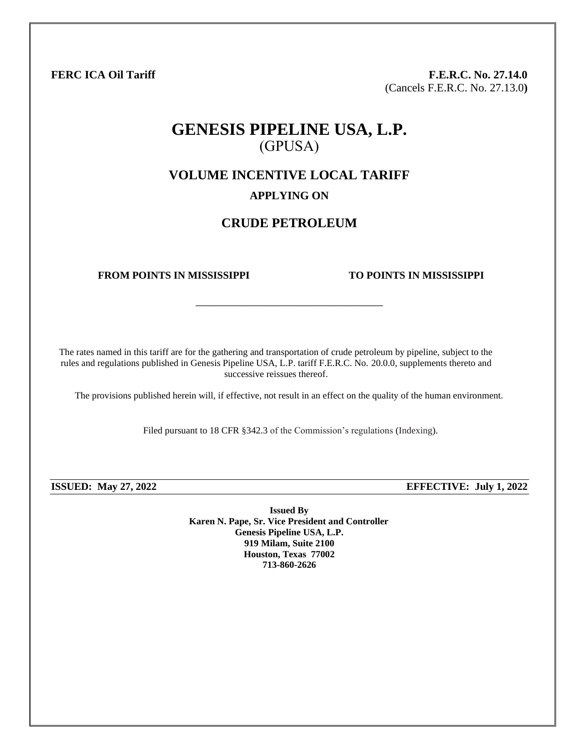**FERC ICA Oil Tariff**

**F.E.R.C. No. 27.14.0**
(Cancels F.E.R.C. No. 27.13.0)

# GENESIS PIPELINE USA, L.P.

(GPUSA)

## VOLUME INCENTIVE LOCAL TARIFF

### APPLYING ON

## CRUDE PETROLEUM

**FROM POINTS IN MISSISSIPPI** **TO POINTS IN MISSISSIPPI**

---

The rates named in this tariff are for the gathering and transportation of crude petroleum by pipeline, subject to the rules and regulations published in Genesis Pipeline USA, L.P. tariff F.E.R.C. No. 20.0.0, supplements thereto and successive reissues thereof.

The provisions published herein will, if effective, not result in an effect on the quality of the human environment.

Filed pursuant to 18 CFR §342.3 of the Commission's regulations (Indexing).

**ISSUED: May 27, 2022** **EFFECTIVE: July 1, 2022**

**Issued By**
**Karen N. Pape, Sr. Vice President and Controller**
**Genesis Pipeline USA, L.P.**
**919 Milam, Suite 2100**
**Houston, Texas 77002**
**713-860-2626**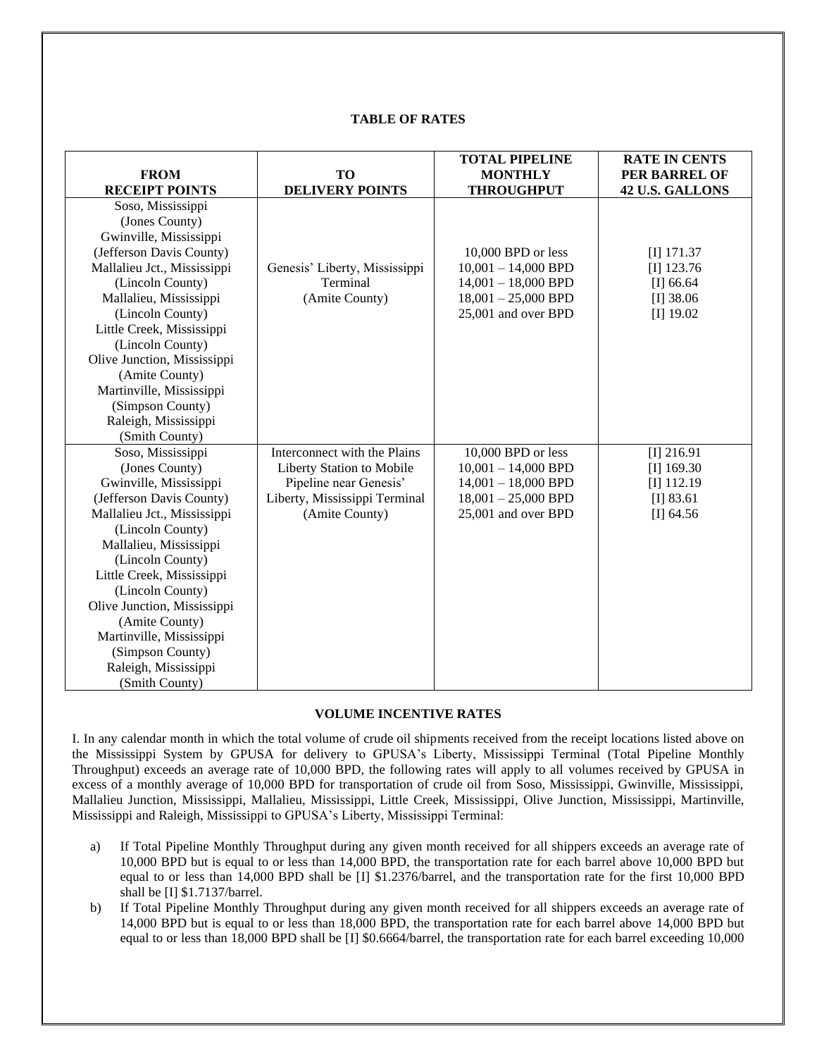**TABLE OF RATES**

| FROM RECEIPT POINTS | TO DELIVERY POINTS | TOTAL PIPELINE MONTHLY THROUGHPUT | RATE IN CENTS PER BARREL OF 42 U.S. GALLONS |
|---|---|---|---|
| Soso, Mississippi (Jones County) Gwinville, Mississippi (Jefferson Davis County) Mallalieu Jct., Mississippi (Lincoln County) Mallalieu, Mississippi (Lincoln County) Little Creek, Mississippi (Lincoln County) Olive Junction, Mississippi (Amite County) Martinville, Mississippi (Simpson County) Raleigh, Mississippi (Smith County) | Genesis' Liberty, Mississippi Terminal (Amite County) | 10,000 BPD or less<br>10,001 – 14,000 BPD<br>14,001 – 18,000 BPD<br>18,001 – 25,000 BPD<br>25,001 and over BPD | [I] 171.37<br>[I] 123.76<br>[I] 66.64<br>[I] 38.06<br>[I] 19.02 |
| Soso, Mississippi (Jones County) Gwinville, Mississippi (Jefferson Davis County) Mallalieu Jct., Mississippi (Lincoln County) Mallalieu, Mississippi (Lincoln County) Little Creek, Mississippi (Lincoln County) Olive Junction, Mississippi (Amite County) Martinville, Mississippi (Simpson County) Raleigh, Mississippi (Smith County) | Interconnect with the Plains Liberty Station to Mobile Pipeline near Genesis' Liberty, Mississippi Terminal (Amite County) | 10,000 BPD or less<br>10,001 – 14,000 BPD<br>14,001 – 18,000 BPD<br>18,001 – 25,000 BPD<br>25,001 and over BPD | [I] 216.91<br>[I] 169.30<br>[I] 112.19<br>[I] 83.61<br>[I] 64.56 |

**VOLUME INCENTIVE RATES**

I. In any calendar month in which the total volume of crude oil shipments received from the receipt locations listed above on the Mississippi System by GPUSA for delivery to GPUSA's Liberty, Mississippi Terminal (Total Pipeline Monthly Throughput) exceeds an average rate of 10,000 BPD, the following rates will apply to all volumes received by GPUSA in excess of a monthly average of 10,000 BPD for transportation of crude oil from Soso, Mississippi, Gwinville, Mississippi, Mallalieu Junction, Mississippi, Mallalieu, Mississippi, Little Creek, Mississippi, Olive Junction, Mississippi, Martinville, Mississippi and Raleigh, Mississippi to GPUSA's Liberty, Mississippi Terminal:

a) If Total Pipeline Monthly Throughput during any given month received for all shippers exceeds an average rate of 10,000 BPD but is equal to or less than 14,000 BPD, the transportation rate for each barrel above 10,000 BPD but equal to or less than 14,000 BPD shall be [I] $1.2376/barrel, and the transportation rate for the first 10,000 BPD shall be [I] $1.7137/barrel.

b) If Total Pipeline Monthly Throughput during any given month received for all shippers exceeds an average rate of 14,000 BPD but is equal to or less than 18,000 BPD, the transportation rate for each barrel above 14,000 BPD but equal to or less than 18,000 BPD shall be [I] $0.6664/barrel, the transportation rate for each barrel exceeding 10,000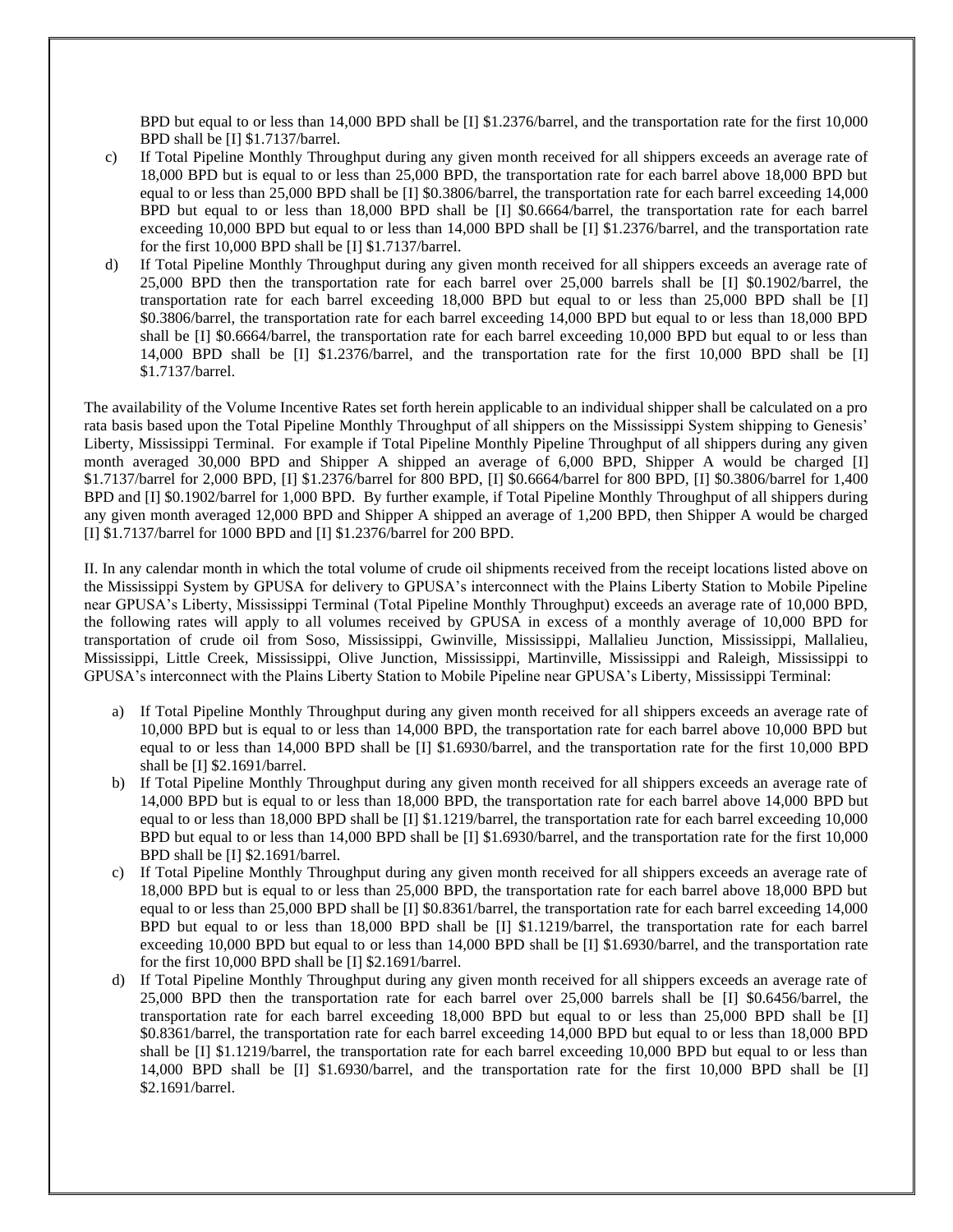BPD but equal to or less than 14,000 BPD shall be [I] $1.2376/barrel, and the transportation rate for the first 10,000 BPD shall be [I] $1.7137/barrel.

c) If Total Pipeline Monthly Throughput during any given month received for all shippers exceeds an average rate of 18,000 BPD but is equal to or less than 25,000 BPD, the transportation rate for each barrel above 18,000 BPD but equal to or less than 25,000 BPD shall be [I] $0.3806/barrel, the transportation rate for each barrel exceeding 14,000 BPD but equal to or less than 18,000 BPD shall be [I] $0.6664/barrel, the transportation rate for each barrel exceeding 10,000 BPD but equal to or less than 14,000 BPD shall be [I] $1.2376/barrel, and the transportation rate for the first 10,000 BPD shall be [I] $1.7137/barrel.

d) If Total Pipeline Monthly Throughput during any given month received for all shippers exceeds an average rate of 25,000 BPD then the transportation rate for each barrel over 25,000 barrels shall be [I] $0.1902/barrel, the transportation rate for each barrel exceeding 18,000 BPD but equal to or less than 25,000 BPD shall be [I] $0.3806/barrel, the transportation rate for each barrel exceeding 14,000 BPD but equal to or less than 18,000 BPD shall be [I] $0.6664/barrel, the transportation rate for each barrel exceeding 10,000 BPD but equal to or less than 14,000 BPD shall be [I] $1.2376/barrel, and the transportation rate for the first 10,000 BPD shall be [I] $1.7137/barrel.

The availability of the Volume Incentive Rates set forth herein applicable to an individual shipper shall be calculated on a pro rata basis based upon the Total Pipeline Monthly Throughput of all shippers on the Mississippi System shipping to Genesis' Liberty, Mississippi Terminal. For example if Total Pipeline Monthly Pipeline Throughput of all shippers during any given month averaged 30,000 BPD and Shipper A shipped an average of 6,000 BPD, Shipper A would be charged [I] $1.7137/barrel for 2,000 BPD, [I] $1.2376/barrel for 800 BPD, [I] $0.6664/barrel for 800 BPD, [I] $0.3806/barrel for 1,400 BPD and [I] $0.1902/barrel for 1,000 BPD. By further example, if Total Pipeline Monthly Throughput of all shippers during any given month averaged 12,000 BPD and Shipper A shipped an average of 1,200 BPD, then Shipper A would be charged [I] $1.7137/barrel for 1000 BPD and [I] $1.2376/barrel for 200 BPD.

II. In any calendar month in which the total volume of crude oil shipments received from the receipt locations listed above on the Mississippi System by GPUSA for delivery to GPUSA's interconnect with the Plains Liberty Station to Mobile Pipeline near GPUSA's Liberty, Mississippi Terminal (Total Pipeline Monthly Throughput) exceeds an average rate of 10,000 BPD, the following rates will apply to all volumes received by GPUSA in excess of a monthly average of 10,000 BPD for transportation of crude oil from Soso, Mississippi, Gwinville, Mississippi, Mallalieu Junction, Mississippi, Mallalieu, Mississippi, Little Creek, Mississippi, Olive Junction, Mississippi, Martinville, Mississippi and Raleigh, Mississippi to GPUSA's interconnect with the Plains Liberty Station to Mobile Pipeline near GPUSA's Liberty, Mississippi Terminal:

a) If Total Pipeline Monthly Throughput during any given month received for all shippers exceeds an average rate of 10,000 BPD but is equal to or less than 14,000 BPD, the transportation rate for each barrel above 10,000 BPD but equal to or less than 14,000 BPD shall be [I] $1.6930/barrel, and the transportation rate for the first 10,000 BPD shall be [I] $2.1691/barrel.

b) If Total Pipeline Monthly Throughput during any given month received for all shippers exceeds an average rate of 14,000 BPD but is equal to or less than 18,000 BPD, the transportation rate for each barrel above 14,000 BPD but equal to or less than 18,000 BPD shall be [I] $1.1219/barrel, the transportation rate for each barrel exceeding 10,000 BPD but equal to or less than 14,000 BPD shall be [I] $1.6930/barrel, and the transportation rate for the first 10,000 BPD shall be [I] $2.1691/barrel.

c) If Total Pipeline Monthly Throughput during any given month received for all shippers exceeds an average rate of 18,000 BPD but is equal to or less than 25,000 BPD, the transportation rate for each barrel above 18,000 BPD but equal to or less than 25,000 BPD shall be [I] $0.8361/barrel, the transportation rate for each barrel exceeding 14,000 BPD but equal to or less than 18,000 BPD shall be [I] $1.1219/barrel, the transportation rate for each barrel exceeding 10,000 BPD but equal to or less than 14,000 BPD shall be [I] $1.6930/barrel, and the transportation rate for the first 10,000 BPD shall be [I] $2.1691/barrel.

d) If Total Pipeline Monthly Throughput during any given month received for all shippers exceeds an average rate of 25,000 BPD then the transportation rate for each barrel over 25,000 barrels shall be [I] $0.6456/barrel, the transportation rate for each barrel exceeding 18,000 BPD but equal to or less than 25,000 BPD shall be [I] $0.8361/barrel, the transportation rate for each barrel exceeding 14,000 BPD but equal to or less than 18,000 BPD shall be [I] $1.1219/barrel, the transportation rate for each barrel exceeding 10,000 BPD but equal to or less than 14,000 BPD shall be [I] $1.6930/barrel, and the transportation rate for the first 10,000 BPD shall be [I] $2.1691/barrel.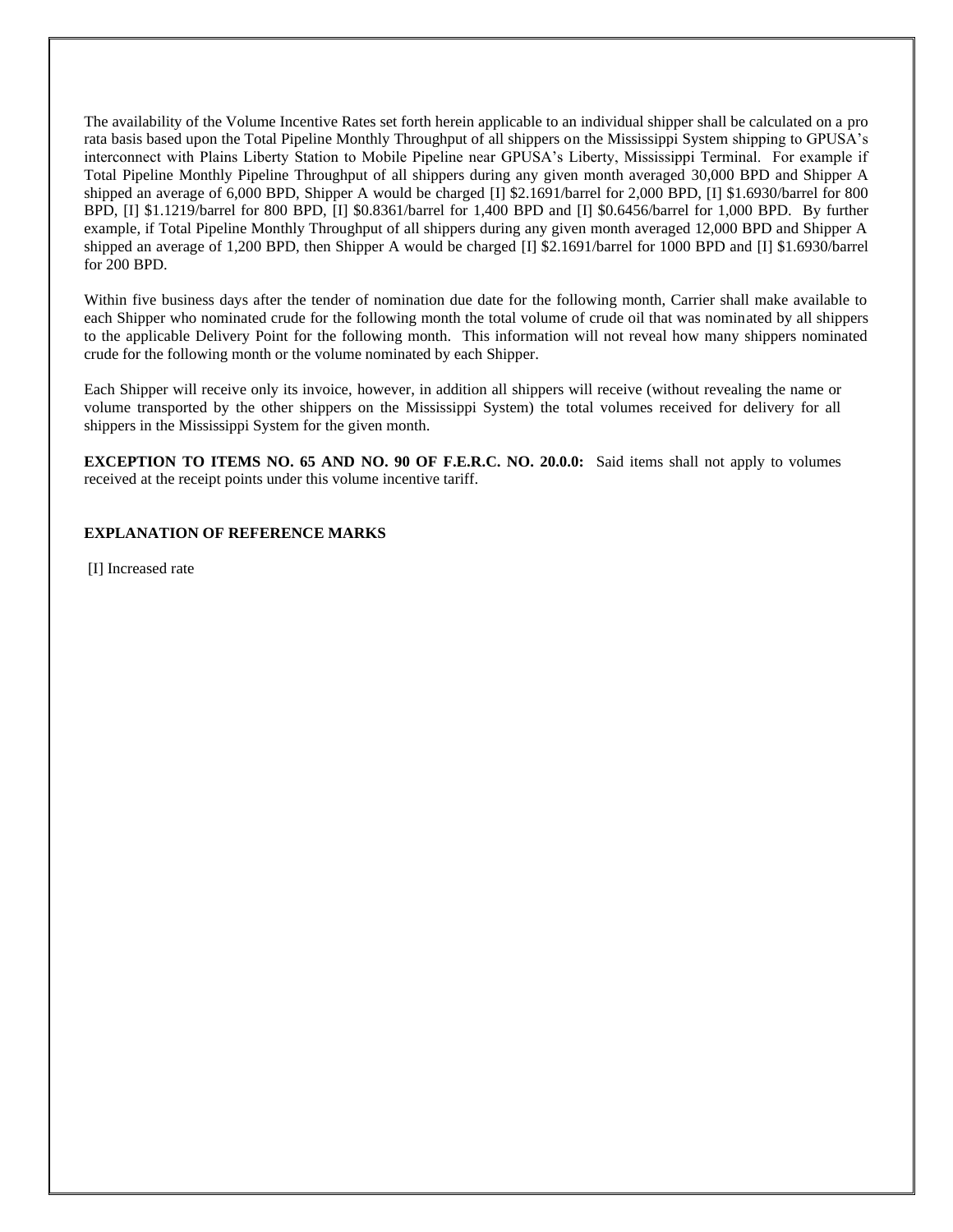The availability of the Volume Incentive Rates set forth herein applicable to an individual shipper shall be calculated on a pro rata basis based upon the Total Pipeline Monthly Throughput of all shippers on the Mississippi System shipping to GPUSA's interconnect with Plains Liberty Station to Mobile Pipeline near GPUSA's Liberty, Mississippi Terminal. For example if Total Pipeline Monthly Pipeline Throughput of all shippers during any given month averaged 30,000 BPD and Shipper A shipped an average of 6,000 BPD, Shipper A would be charged [I] $2.1691/barrel for 2,000 BPD, [I] $1.6930/barrel for 800 BPD, [I] $1.1219/barrel for 800 BPD, [I] $0.8361/barrel for 1,400 BPD and [I] $0.6456/barrel for 1,000 BPD. By further example, if Total Pipeline Monthly Throughput of all shippers during any given month averaged 12,000 BPD and Shipper A shipped an average of 1,200 BPD, then Shipper A would be charged [I] $2.1691/barrel for 1000 BPD and [I] $1.6930/barrel for 200 BPD.

Within five business days after the tender of nomination due date for the following month, Carrier shall make available to each Shipper who nominated crude for the following month the total volume of crude oil that was nominated by all shippers to the applicable Delivery Point for the following month. This information will not reveal how many shippers nominated crude for the following month or the volume nominated by each Shipper.

Each Shipper will receive only its invoice, however, in addition all shippers will receive (without revealing the name or volume transported by the other shippers on the Mississippi System) the total volumes received for delivery for all shippers in the Mississippi System for the given month.

**EXCEPTION TO ITEMS NO. 65 AND NO. 90 OF F.E.R.C. NO. 20.0.0:** Said items shall not apply to volumes received at the receipt points under this volume incentive tariff.

**EXPLANATION OF REFERENCE MARKS**

[I] Increased rate